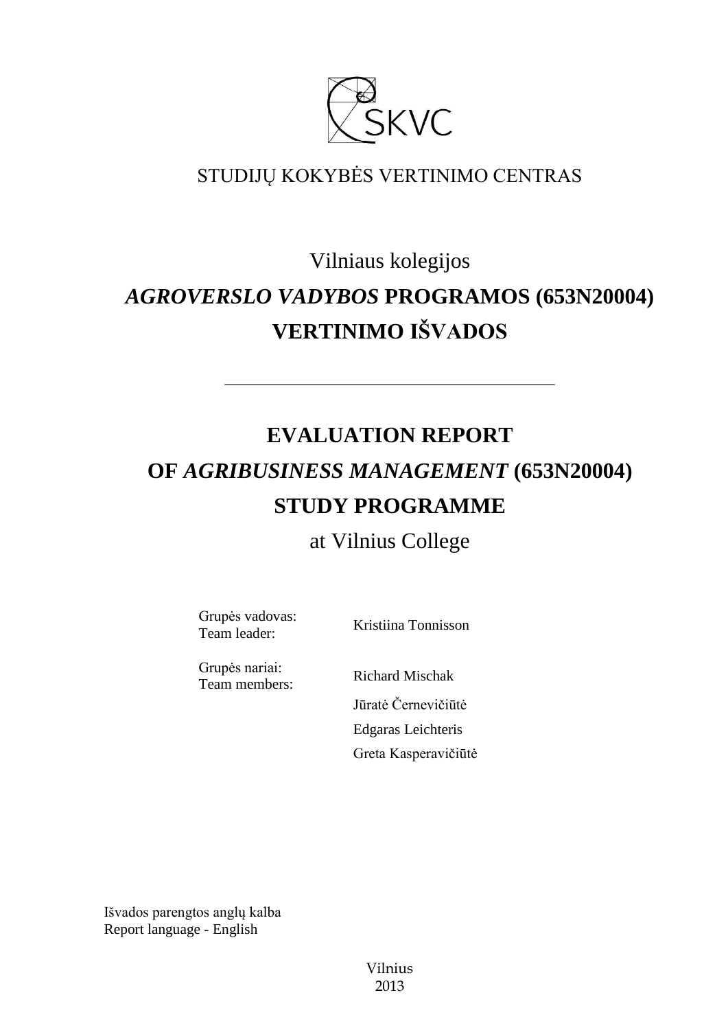SKVC

STUDIJŲ KOKYBĖS VERTINIMO CENTRAS

# Vilniaus kolegijos *AGROVERSLO VADYBOS* PROGRAMOS (653N20004) VERTINIMO IŠVADOS

---

# EVALUATION REPORT OF *AGRIBUSINESS MANAGEMENT* (653N20004) STUDY PROGRAMME

at Vilnius College

| | |
|---|---|
| Grupės vadovas: Team leader: | Kristiina Tonnisson |
| Grupės nariai: Team members: | Richard Mischak |
| | Jūratė Černevičiūtė |
| | Edgaras Leichteris |
| | Greta Kasperavičiūtė |

Išvados parengtos anglų kalba
Report language - English

Vilnius
2013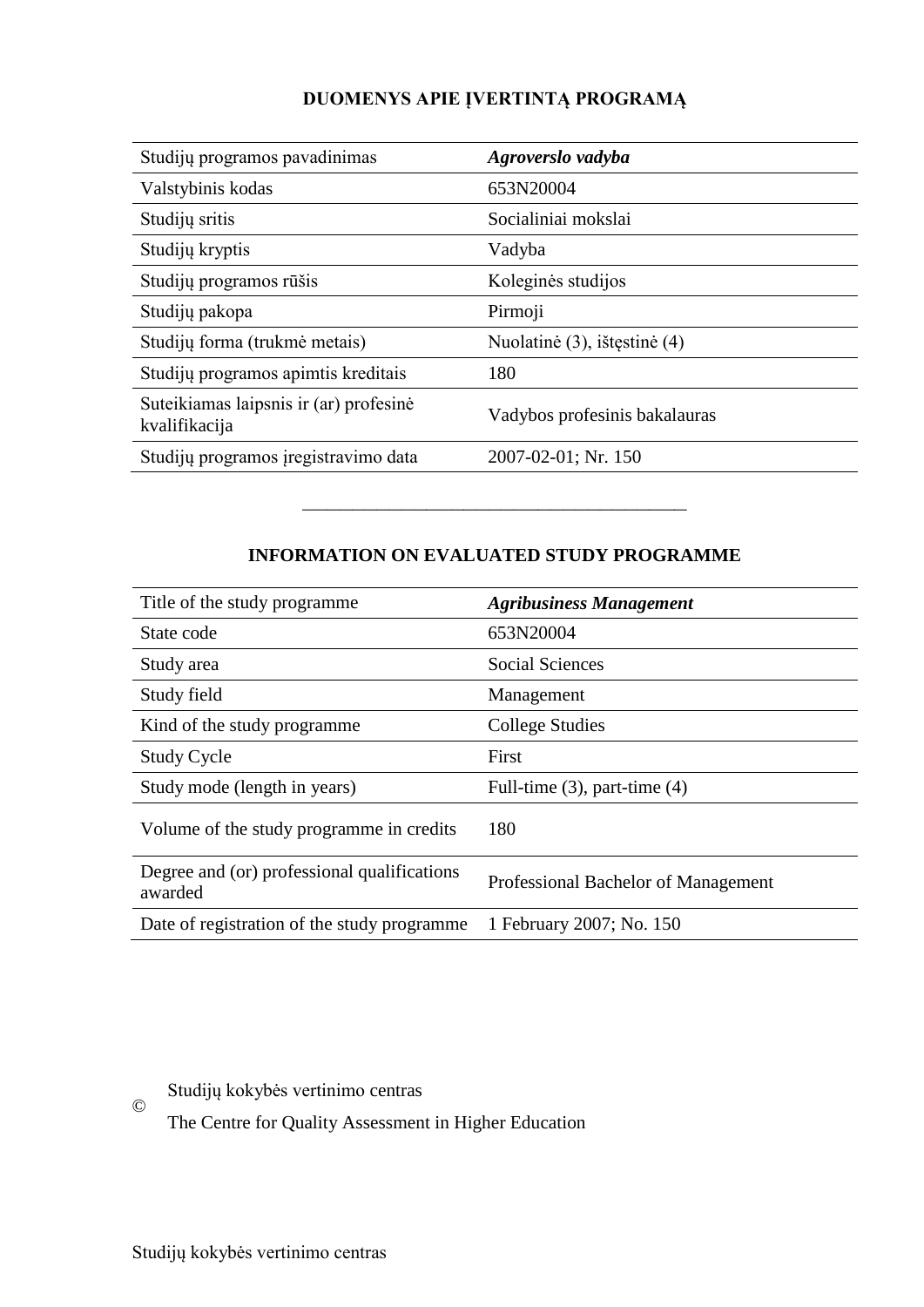## DUOMENYS APIE ĮVERTINTĄ PROGRAMĄ

| | |
|---|---|
| Studijų programos pavadinimas | ***Agroverslo vadyba*** |
| Valstybinis kodas | 653N20004 |
| Studijų sritis | Socialiniai mokslai |
| Studijų kryptis | Vadyba |
| Studijų programos rūšis | Koleginės studijos |
| Studijų pakopa | Pirmoji |
| Studijų forma (trukmė metais) | Nuolatinė (3), ištęstinė (4) |
| Studijų programos apimtis kreditais | 180 |
| Suteikiamas laipsnis ir (ar) profesinė kvalifikacija | Vadybos profesinis bakalauras |
| Studijų programos įregistravimo data | 2007-02-01; Nr. 150 |

---

## INFORMATION ON EVALUATED STUDY PROGRAMME

| | |
|---|---|
| Title of the study programme | ***Agribusiness Management*** |
| State code | 653N20004 |
| Study area | Social Sciences |
| Study field | Management |
| Kind of the study programme | College Studies |
| Study Cycle | First |
| Study mode (length in years) | Full-time (3), part-time (4) |
| Volume of the study programme in credits | 180 |
| Degree and (or) professional qualifications awarded | Professional Bachelor of Management |
| Date of registration of the study programme | 1 February 2007; No. 150 |

© Studijų kokybės vertinimo centras

The Centre for Quality Assessment in Higher Education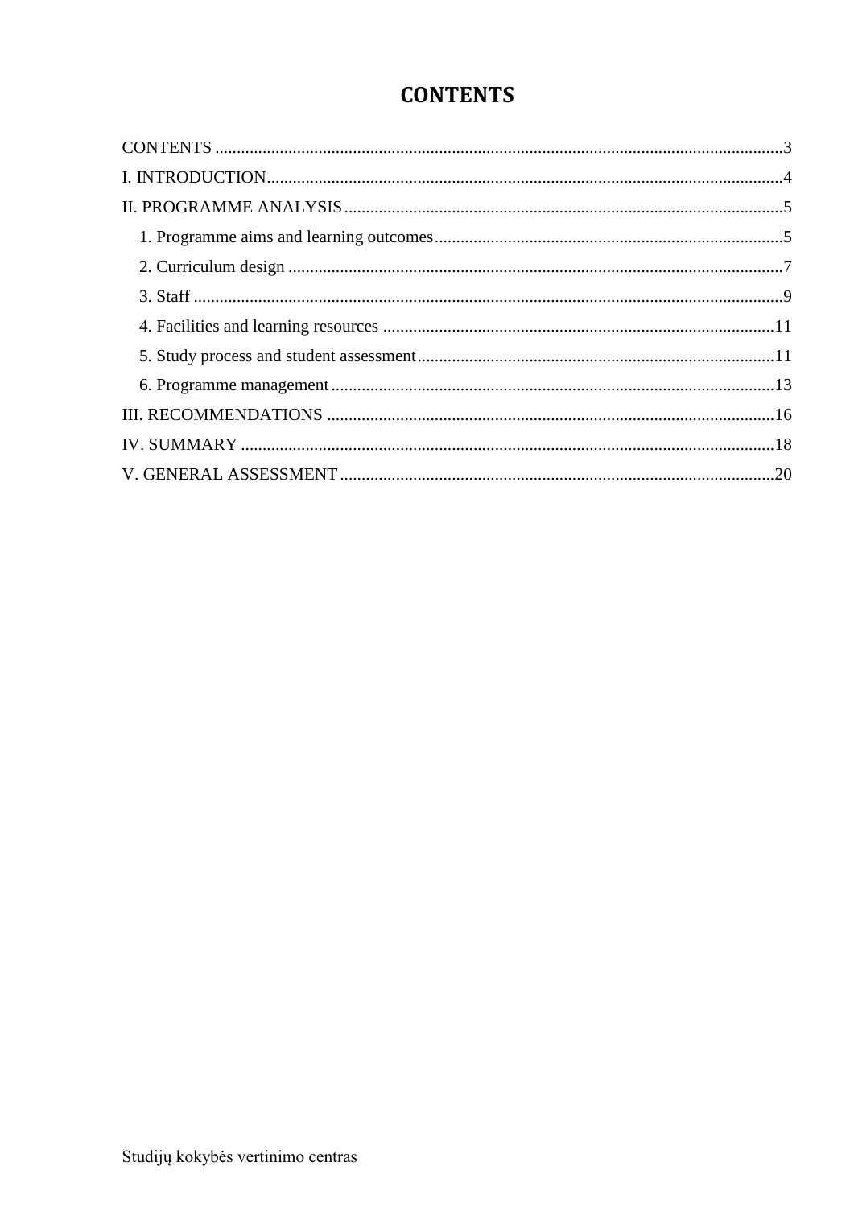# CONTENTS

CONTENTS ....................................................................................................................3
I. INTRODUCTION.........................................................................................................4
II. PROGRAMME ANALYSIS.........................................................................................5
  1. Programme aims and learning outcomes.................................................................5
  2. Curriculum design .....................................................................................................7
  3. Staff ...........................................................................................................................9
  4. Facilities and learning resources ............................................................................11
  5. Study process and student assessment....................................................................11
  6. Programme management.........................................................................................13
III. RECOMMENDATIONS ..........................................................................................16
IV. SUMMARY ...............................................................................................................18
V. GENERAL ASSESSMENT........................................................................................20

Studijų kokybės vertinimo centras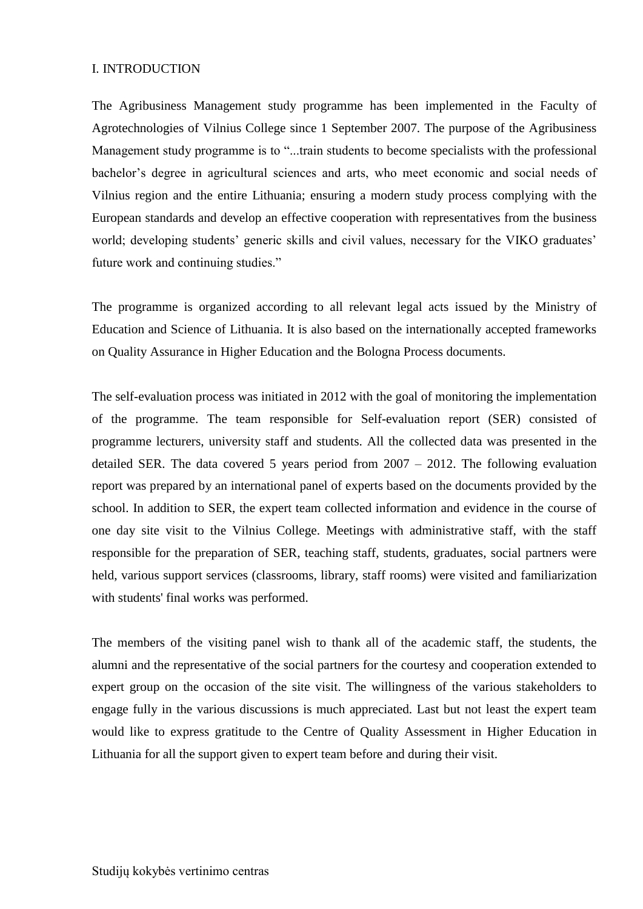# I. INTRODUCTION

The Agribusiness Management study programme has been implemented in the Faculty of Agrotechnologies of Vilnius College since 1 September 2007. The purpose of the Agribusiness Management study programme is to "...train students to become specialists with the professional bachelor's degree in agricultural sciences and arts, who meet economic and social needs of Vilnius region and the entire Lithuania; ensuring a modern study process complying with the European standards and develop an effective cooperation with representatives from the business world; developing students' generic skills and civil values, necessary for the VIKO graduates' future work and continuing studies."

The programme is organized according to all relevant legal acts issued by the Ministry of Education and Science of Lithuania. It is also based on the internationally accepted frameworks on Quality Assurance in Higher Education and the Bologna Process documents.

The self-evaluation process was initiated in 2012 with the goal of monitoring the implementation of the programme. The team responsible for Self-evaluation report (SER) consisted of programme lecturers, university staff and students. All the collected data was presented in the detailed SER. The data covered 5 years period from 2007 – 2012. The following evaluation report was prepared by an international panel of experts based on the documents provided by the school. In addition to SER, the expert team collected information and evidence in the course of one day site visit to the Vilnius College. Meetings with administrative staff, with the staff responsible for the preparation of SER, teaching staff, students, graduates, social partners were held, various support services (classrooms, library, staff rooms) were visited and familiarization with students' final works was performed.

The members of the visiting panel wish to thank all of the academic staff, the students, the alumni and the representative of the social partners for the courtesy and cooperation extended to expert group on the occasion of the site visit. The willingness of the various stakeholders to engage fully in the various discussions is much appreciated. Last but not least the expert team would like to express gratitude to the Centre of Quality Assessment in Higher Education in Lithuania for all the support given to expert team before and during their visit.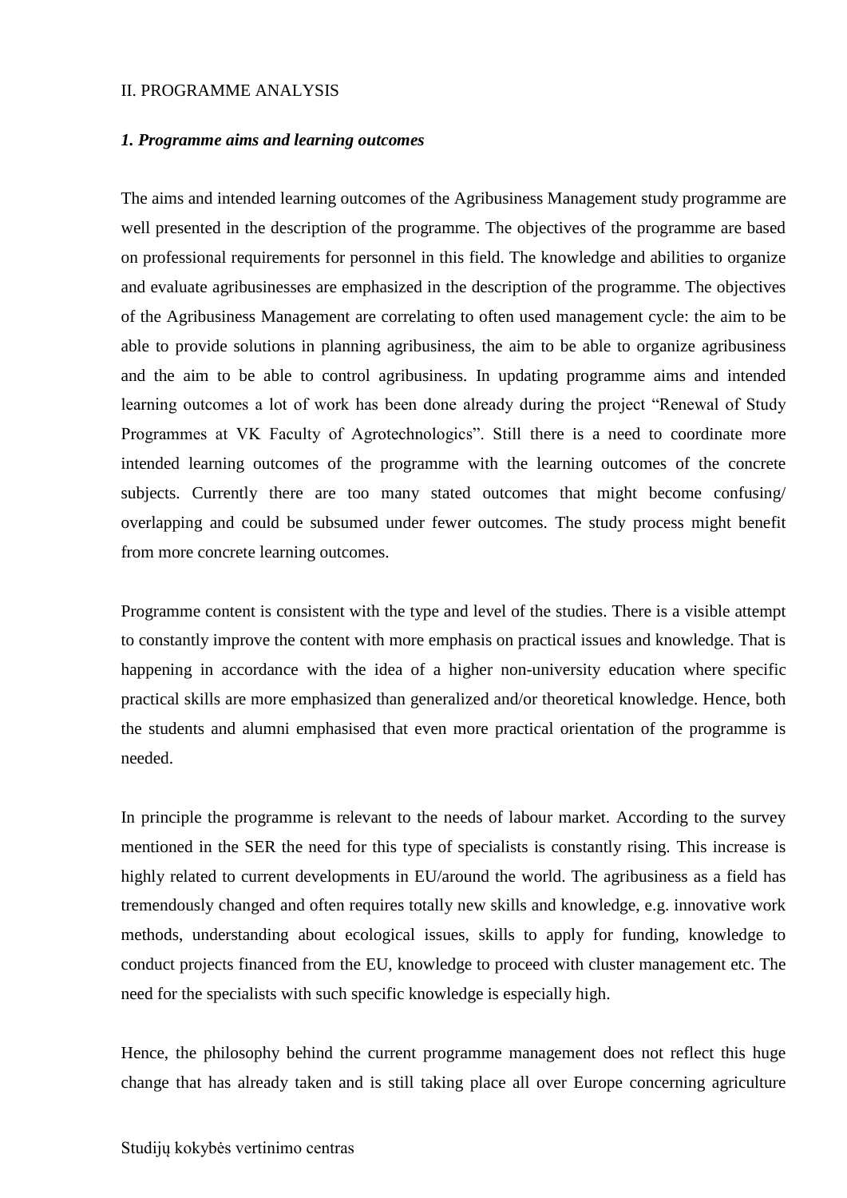II. PROGRAMME ANALYSIS

***1. Programme aims and learning outcomes***

The aims and intended learning outcomes of the Agribusiness Management study programme are well presented in the description of the programme. The objectives of the programme are based on professional requirements for personnel in this field. The knowledge and abilities to organize and evaluate agribusinesses are emphasized in the description of the programme. The objectives of the Agribusiness Management are correlating to often used management cycle: the aim to be able to provide solutions in planning agribusiness, the aim to be able to organize agribusiness and the aim to be able to control agribusiness. In updating programme aims and intended learning outcomes a lot of work has been done already during the project "Renewal of Study Programmes at VK Faculty of Agrotechnologics". Still there is a need to coordinate more intended learning outcomes of the programme with the learning outcomes of the concrete subjects. Currently there are too many stated outcomes that might become confusing/ overlapping and could be subsumed under fewer outcomes. The study process might benefit from more concrete learning outcomes.

Programme content is consistent with the type and level of the studies. There is a visible attempt to constantly improve the content with more emphasis on practical issues and knowledge. That is happening in accordance with the idea of a higher non-university education where specific practical skills are more emphasized than generalized and/or theoretical knowledge. Hence, both the students and alumni emphasised that even more practical orientation of the programme is needed.

In principle the programme is relevant to the needs of labour market. According to the survey mentioned in the SER the need for this type of specialists is constantly rising. This increase is highly related to current developments in EU/around the world. The agribusiness as a field has tremendously changed and often requires totally new skills and knowledge, e.g. innovative work methods, understanding about ecological issues, skills to apply for funding, knowledge to conduct projects financed from the EU, knowledge to proceed with cluster management etc. The need for the specialists with such specific knowledge is especially high.

Hence, the philosophy behind the current programme management does not reflect this huge change that has already taken and is still taking place all over Europe concerning agriculture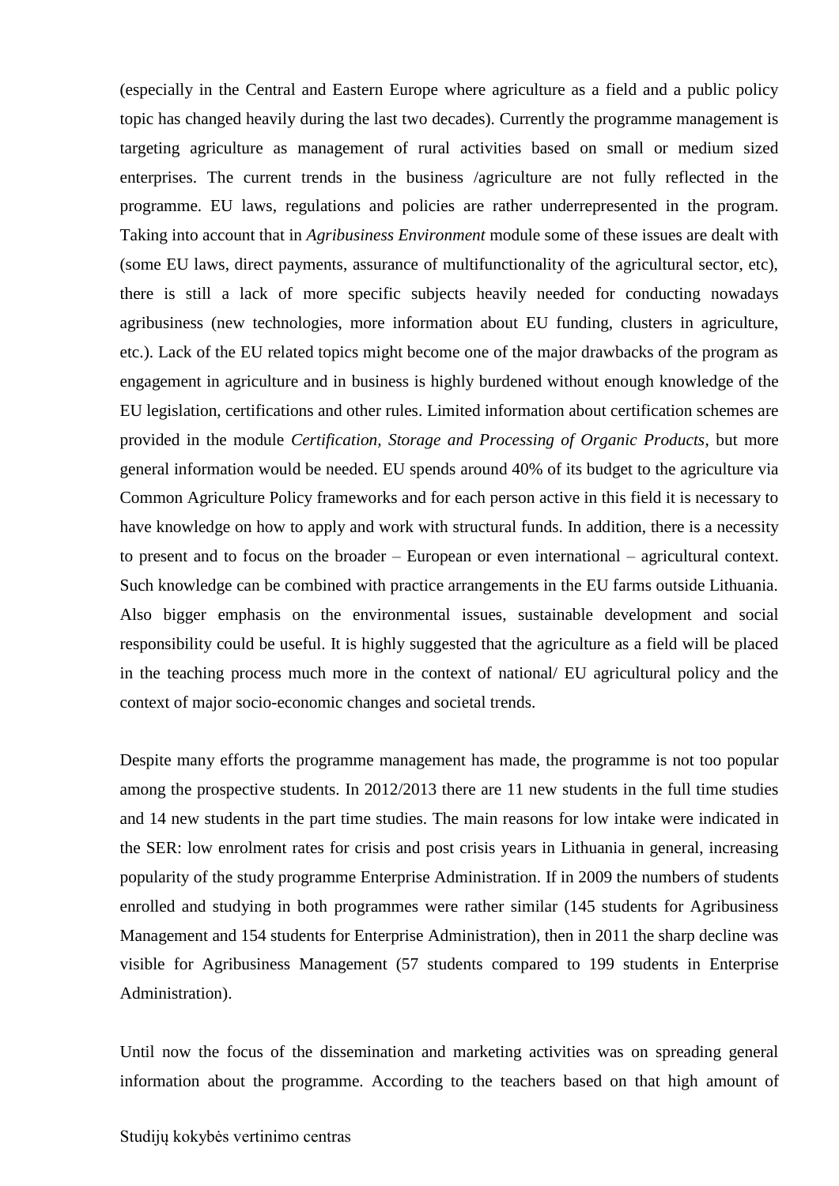(especially in the Central and Eastern Europe where agriculture as a field and a public policy topic has changed heavily during the last two decades). Currently the programme management is targeting agriculture as management of rural activities based on small or medium sized enterprises. The current trends in the business /agriculture are not fully reflected in the programme. EU laws, regulations and policies are rather underrepresented in the program. Taking into account that in *Agribusiness Environment* module some of these issues are dealt with (some EU laws, direct payments, assurance of multifunctionality of the agricultural sector, etc), there is still a lack of more specific subjects heavily needed for conducting nowadays agribusiness (new technologies, more information about EU funding, clusters in agriculture, etc.). Lack of the EU related topics might become one of the major drawbacks of the program as engagement in agriculture and in business is highly burdened without enough knowledge of the EU legislation, certifications and other rules. Limited information about certification schemes are provided in the module *Certification, Storage and Processing of Organic Products*, but more general information would be needed. EU spends around 40% of its budget to the agriculture via Common Agriculture Policy frameworks and for each person active in this field it is necessary to have knowledge on how to apply and work with structural funds. In addition, there is a necessity to present and to focus on the broader – European or even international – agricultural context. Such knowledge can be combined with practice arrangements in the EU farms outside Lithuania. Also bigger emphasis on the environmental issues, sustainable development and social responsibility could be useful. It is highly suggested that the agriculture as a field will be placed in the teaching process much more in the context of national/ EU agricultural policy and the context of major socio-economic changes and societal trends.

Despite many efforts the programme management has made, the programme is not too popular among the prospective students. In 2012/2013 there are 11 new students in the full time studies and 14 new students in the part time studies. The main reasons for low intake were indicated in the SER: low enrolment rates for crisis and post crisis years in Lithuania in general, increasing popularity of the study programme Enterprise Administration. If in 2009 the numbers of students enrolled and studying in both programmes were rather similar (145 students for Agribusiness Management and 154 students for Enterprise Administration), then in 2011 the sharp decline was visible for Agribusiness Management (57 students compared to 199 students in Enterprise Administration).

Until now the focus of the dissemination and marketing activities was on spreading general information about the programme. According to the teachers based on that high amount of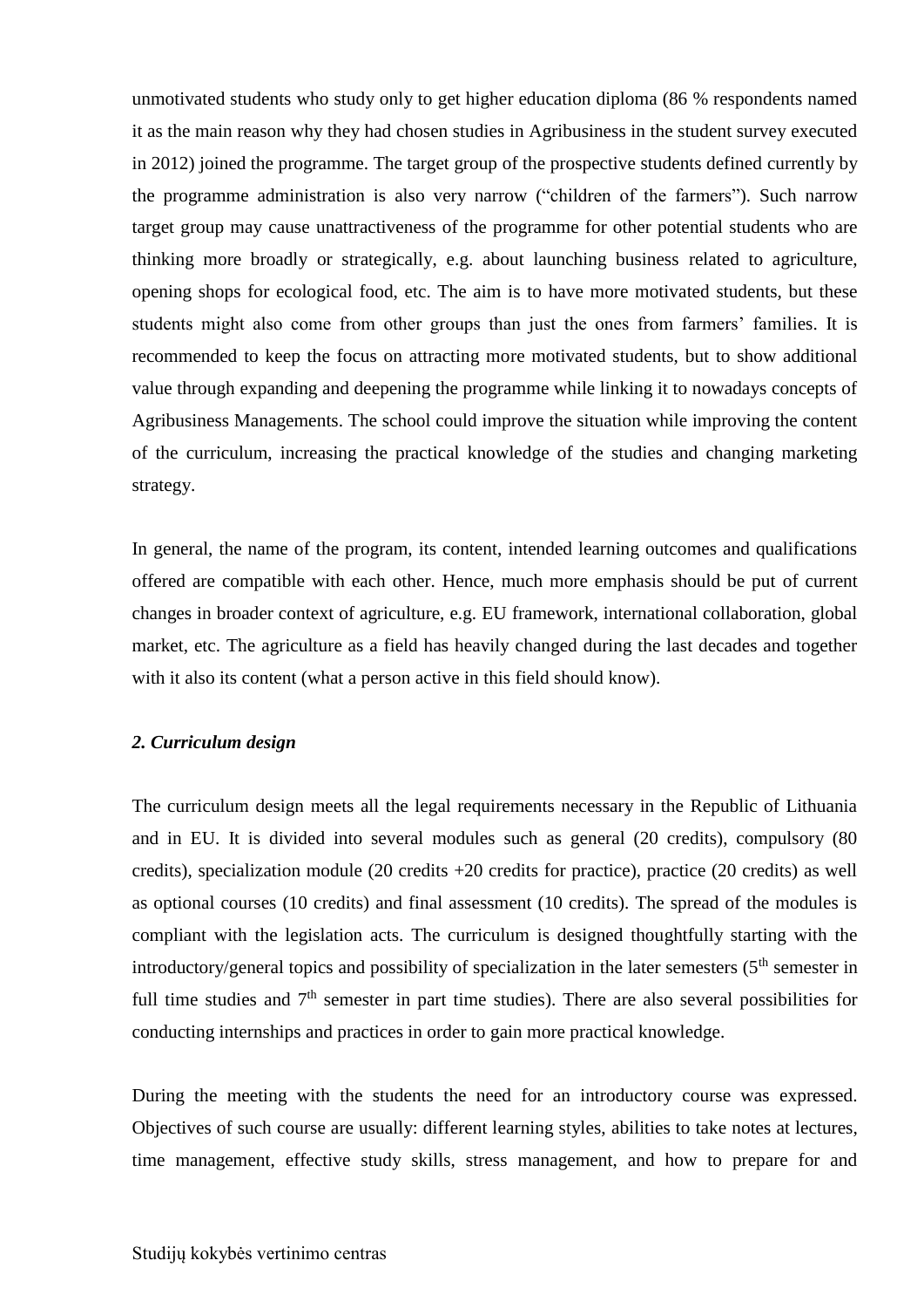unmotivated students who study only to get higher education diploma (86 % respondents named it as the main reason why they had chosen studies in Agribusiness in the student survey executed in 2012) joined the programme. The target group of the prospective students defined currently by the programme administration is also very narrow ("children of the farmers"). Such narrow target group may cause unattractiveness of the programme for other potential students who are thinking more broadly or strategically, e.g. about launching business related to agriculture, opening shops for ecological food, etc. The aim is to have more motivated students, but these students might also come from other groups than just the ones from farmers' families. It is recommended to keep the focus on attracting more motivated students, but to show additional value through expanding and deepening the programme while linking it to nowadays concepts of Agribusiness Managements. The school could improve the situation while improving the content of the curriculum, increasing the practical knowledge of the studies and changing marketing strategy.

In general, the name of the program, its content, intended learning outcomes and qualifications offered are compatible with each other. Hence, much more emphasis should be put of current changes in broader context of agriculture, e.g. EU framework, international collaboration, global market, etc. The agriculture as a field has heavily changed during the last decades and together with it also its content (what a person active in this field should know).

***2. Curriculum design***

The curriculum design meets all the legal requirements necessary in the Republic of Lithuania and in EU. It is divided into several modules such as general (20 credits), compulsory (80 credits), specialization module (20 credits +20 credits for practice), practice (20 credits) as well as optional courses (10 credits) and final assessment (10 credits). The spread of the modules is compliant with the legislation acts. The curriculum is designed thoughtfully starting with the introductory/general topics and possibility of specialization in the later semesters (5th semester in full time studies and 7th semester in part time studies). There are also several possibilities for conducting internships and practices in order to gain more practical knowledge.

During the meeting with the students the need for an introductory course was expressed. Objectives of such course are usually: different learning styles, abilities to take notes at lectures, time management, effective study skills, stress management, and how to prepare for and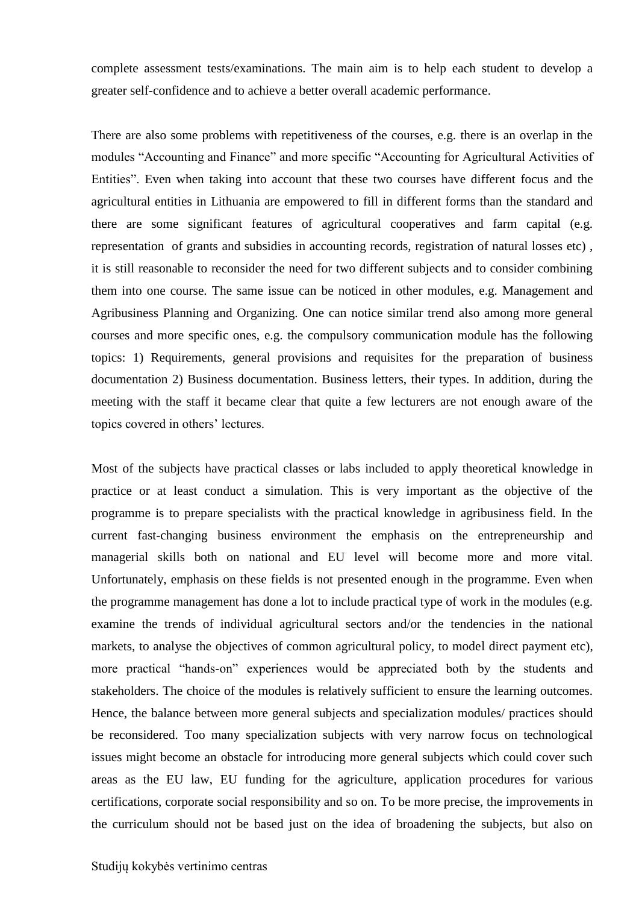complete assessment tests/examinations. The main aim is to help each student to develop a greater self-confidence and to achieve a better overall academic performance.

There are also some problems with repetitiveness of the courses, e.g. there is an overlap in the modules "Accounting and Finance" and more specific "Accounting for Agricultural Activities of Entities". Even when taking into account that these two courses have different focus and the agricultural entities in Lithuania are empowered to fill in different forms than the standard and there are some significant features of agricultural cooperatives and farm capital (e.g. representation of grants and subsidies in accounting records, registration of natural losses etc) , it is still reasonable to reconsider the need for two different subjects and to consider combining them into one course. The same issue can be noticed in other modules, e.g. Management and Agribusiness Planning and Organizing. One can notice similar trend also among more general courses and more specific ones, e.g. the compulsory communication module has the following topics: 1) Requirements, general provisions and requisites for the preparation of business documentation 2) Business documentation. Business letters, their types. In addition, during the meeting with the staff it became clear that quite a few lecturers are not enough aware of the topics covered in others' lectures.

Most of the subjects have practical classes or labs included to apply theoretical knowledge in practice or at least conduct a simulation. This is very important as the objective of the programme is to prepare specialists with the practical knowledge in agribusiness field. In the current fast-changing business environment the emphasis on the entrepreneurship and managerial skills both on national and EU level will become more and more vital. Unfortunately, emphasis on these fields is not presented enough in the programme. Even when the programme management has done a lot to include practical type of work in the modules (e.g. examine the trends of individual agricultural sectors and/or the tendencies in the national markets, to analyse the objectives of common agricultural policy, to model direct payment etc), more practical "hands-on" experiences would be appreciated both by the students and stakeholders. The choice of the modules is relatively sufficient to ensure the learning outcomes. Hence, the balance between more general subjects and specialization modules/ practices should be reconsidered. Too many specialization subjects with very narrow focus on technological issues might become an obstacle for introducing more general subjects which could cover such areas as the EU law, EU funding for the agriculture, application procedures for various certifications, corporate social responsibility and so on. To be more precise, the improvements in the curriculum should not be based just on the idea of broadening the subjects, but also on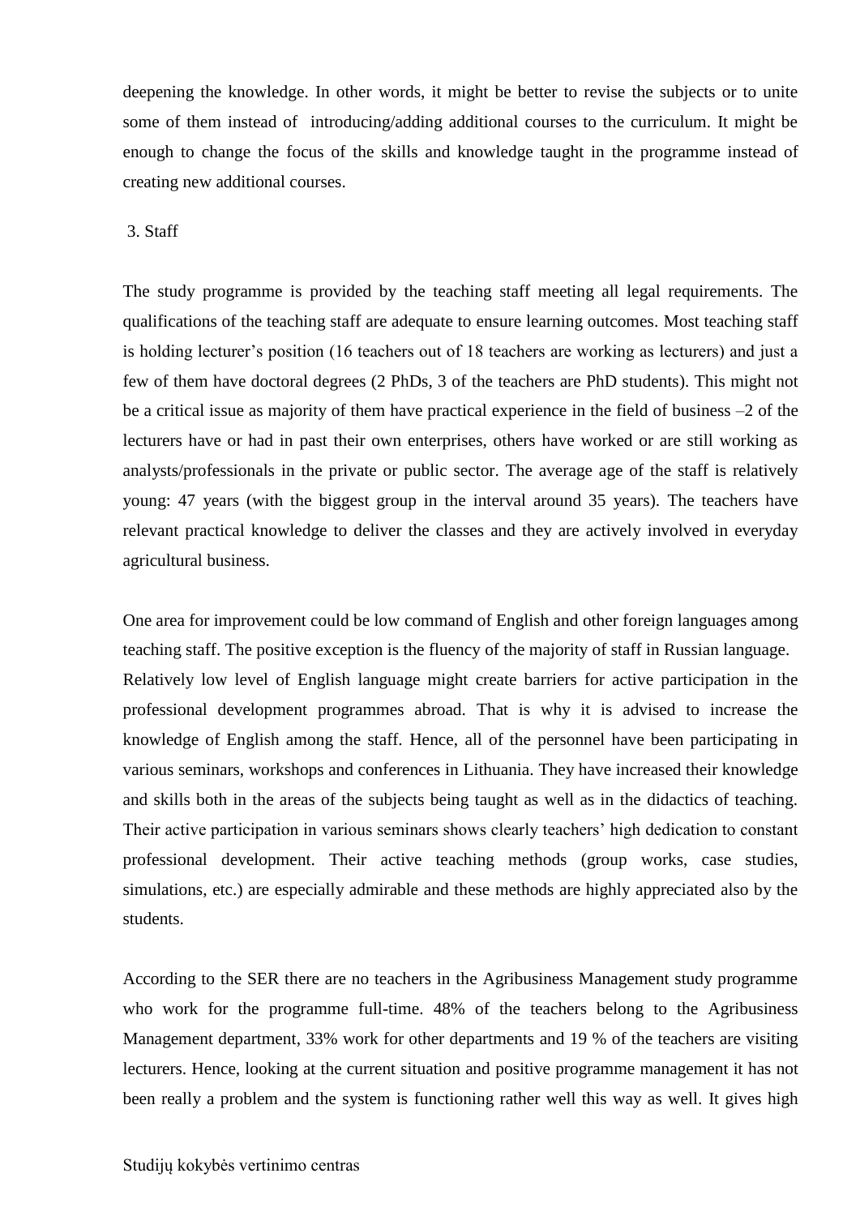deepening the knowledge. In other words, it might be better to revise the subjects or to unite some of them instead of introducing/adding additional courses to the curriculum. It might be enough to change the focus of the skills and knowledge taught in the programme instead of creating new additional courses.

## 3. Staff

The study programme is provided by the teaching staff meeting all legal requirements. The qualifications of the teaching staff are adequate to ensure learning outcomes. Most teaching staff is holding lecturer's position (16 teachers out of 18 teachers are working as lecturers) and just a few of them have doctoral degrees (2 PhDs, 3 of the teachers are PhD students). This might not be a critical issue as majority of them have practical experience in the field of business –2 of the lecturers have or had in past their own enterprises, others have worked or are still working as analysts/professionals in the private or public sector. The average age of the staff is relatively young: 47 years (with the biggest group in the interval around 35 years). The teachers have relevant practical knowledge to deliver the classes and they are actively involved in everyday agricultural business.

One area for improvement could be low command of English and other foreign languages among teaching staff. The positive exception is the fluency of the majority of staff in Russian language. Relatively low level of English language might create barriers for active participation in the professional development programmes abroad. That is why it is advised to increase the knowledge of English among the staff. Hence, all of the personnel have been participating in various seminars, workshops and conferences in Lithuania. They have increased their knowledge and skills both in the areas of the subjects being taught as well as in the didactics of teaching. Their active participation in various seminars shows clearly teachers' high dedication to constant professional development. Their active teaching methods (group works, case studies, simulations, etc.) are especially admirable and these methods are highly appreciated also by the students.

According to the SER there are no teachers in the Agribusiness Management study programme who work for the programme full-time. 48% of the teachers belong to the Agribusiness Management department, 33% work for other departments and 19 % of the teachers are visiting lecturers. Hence, looking at the current situation and positive programme management it has not been really a problem and the system is functioning rather well this way as well. It gives high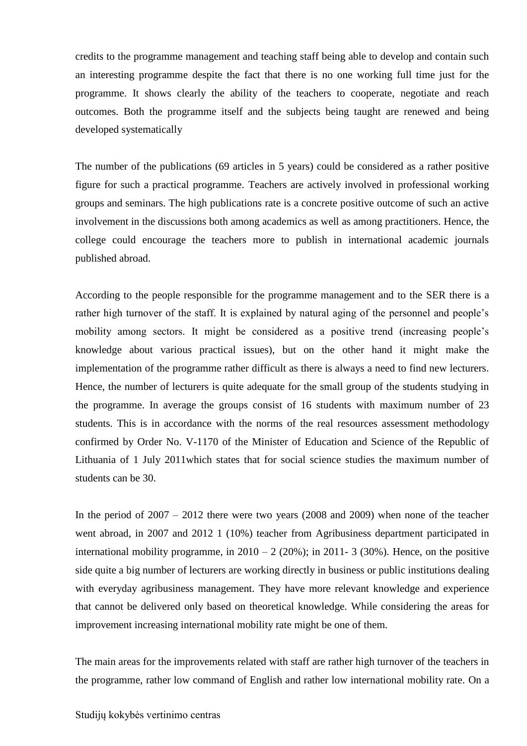credits to the programme management and teaching staff being able to develop and contain such an interesting programme despite the fact that there is no one working full time just for the programme. It shows clearly the ability of the teachers to cooperate, negotiate and reach outcomes. Both the programme itself and the subjects being taught are renewed and being developed systematically

The number of the publications (69 articles in 5 years) could be considered as a rather positive figure for such a practical programme. Teachers are actively involved in professional working groups and seminars. The high publications rate is a concrete positive outcome of such an active involvement in the discussions both among academics as well as among practitioners. Hence, the college could encourage the teachers more to publish in international academic journals published abroad.

According to the people responsible for the programme management and to the SER there is a rather high turnover of the staff. It is explained by natural aging of the personnel and people's mobility among sectors. It might be considered as a positive trend (increasing people's knowledge about various practical issues), but on the other hand it might make the implementation of the programme rather difficult as there is always a need to find new lecturers. Hence, the number of lecturers is quite adequate for the small group of the students studying in the programme. In average the groups consist of 16 students with maximum number of 23 students. This is in accordance with the norms of the real resources assessment methodology confirmed by Order No. V-1170 of the Minister of Education and Science of the Republic of Lithuania of 1 July 2011which states that for social science studies the maximum number of students can be 30.

In the period of 2007 – 2012 there were two years (2008 and 2009) when none of the teacher went abroad, in 2007 and 2012 1 (10%) teacher from Agribusiness department participated in international mobility programme, in 2010 – 2 (20%); in 2011- 3 (30%). Hence, on the positive side quite a big number of lecturers are working directly in business or public institutions dealing with everyday agribusiness management. They have more relevant knowledge and experience that cannot be delivered only based on theoretical knowledge. While considering the areas for improvement increasing international mobility rate might be one of them.

The main areas for the improvements related with staff are rather high turnover of the teachers in the programme, rather low command of English and rather low international mobility rate. On a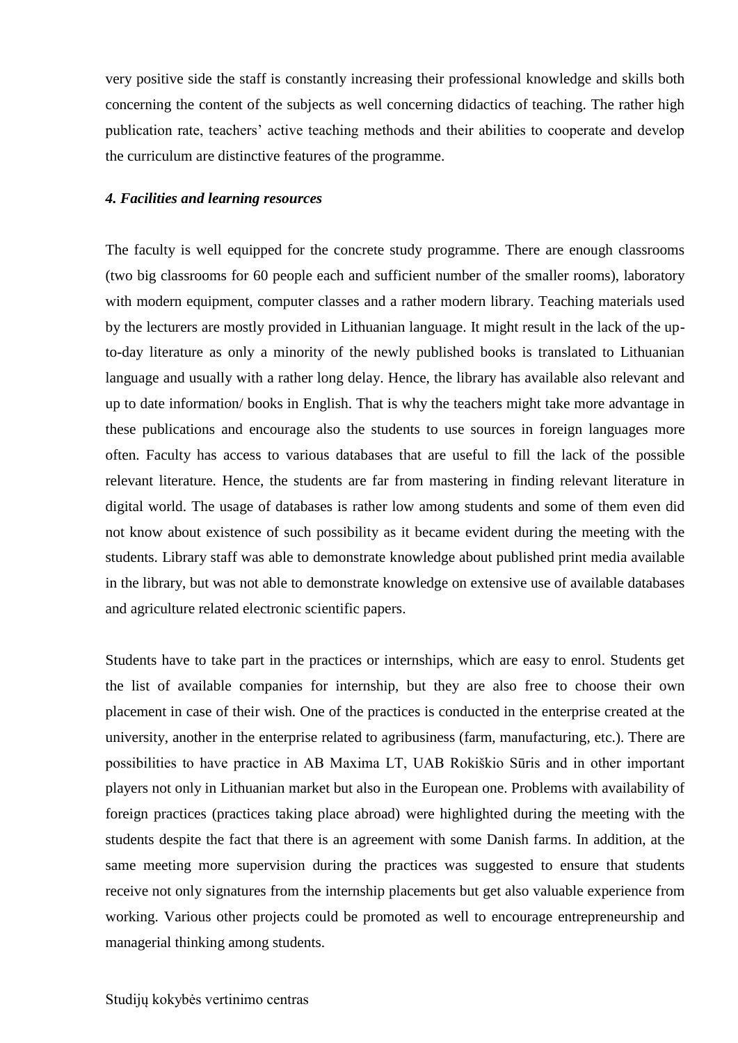very positive side the staff is constantly increasing their professional knowledge and skills both concerning the content of the subjects as well concerning didactics of teaching. The rather high publication rate, teachers' active teaching methods and their abilities to cooperate and develop the curriculum are distinctive features of the programme.

***4. Facilities and learning resources***

The faculty is well equipped for the concrete study programme. There are enough classrooms (two big classrooms for 60 people each and sufficient number of the smaller rooms), laboratory with modern equipment, computer classes and a rather modern library. Teaching materials used by the lecturers are mostly provided in Lithuanian language. It might result in the lack of the up-to-day literature as only a minority of the newly published books is translated to Lithuanian language and usually with a rather long delay. Hence, the library has available also relevant and up to date information/ books in English. That is why the teachers might take more advantage in these publications and encourage also the students to use sources in foreign languages more often. Faculty has access to various databases that are useful to fill the lack of the possible relevant literature. Hence, the students are far from mastering in finding relevant literature in digital world. The usage of databases is rather low among students and some of them even did not know about existence of such possibility as it became evident during the meeting with the students. Library staff was able to demonstrate knowledge about published print media available in the library, but was not able to demonstrate knowledge on extensive use of available databases and agriculture related electronic scientific papers.

Students have to take part in the practices or internships, which are easy to enrol. Students get the list of available companies for internship, but they are also free to choose their own placement in case of their wish. One of the practices is conducted in the enterprise created at the university, another in the enterprise related to agribusiness (farm, manufacturing, etc.). There are possibilities to have practice in AB Maxima LT, UAB Rokiškio Sūris and in other important players not only in Lithuanian market but also in the European one. Problems with availability of foreign practices (practices taking place abroad) were highlighted during the meeting with the students despite the fact that there is an agreement with some Danish farms. In addition, at the same meeting more supervision during the practices was suggested to ensure that students receive not only signatures from the internship placements but get also valuable experience from working. Various other projects could be promoted as well to encourage entrepreneurship and managerial thinking among students.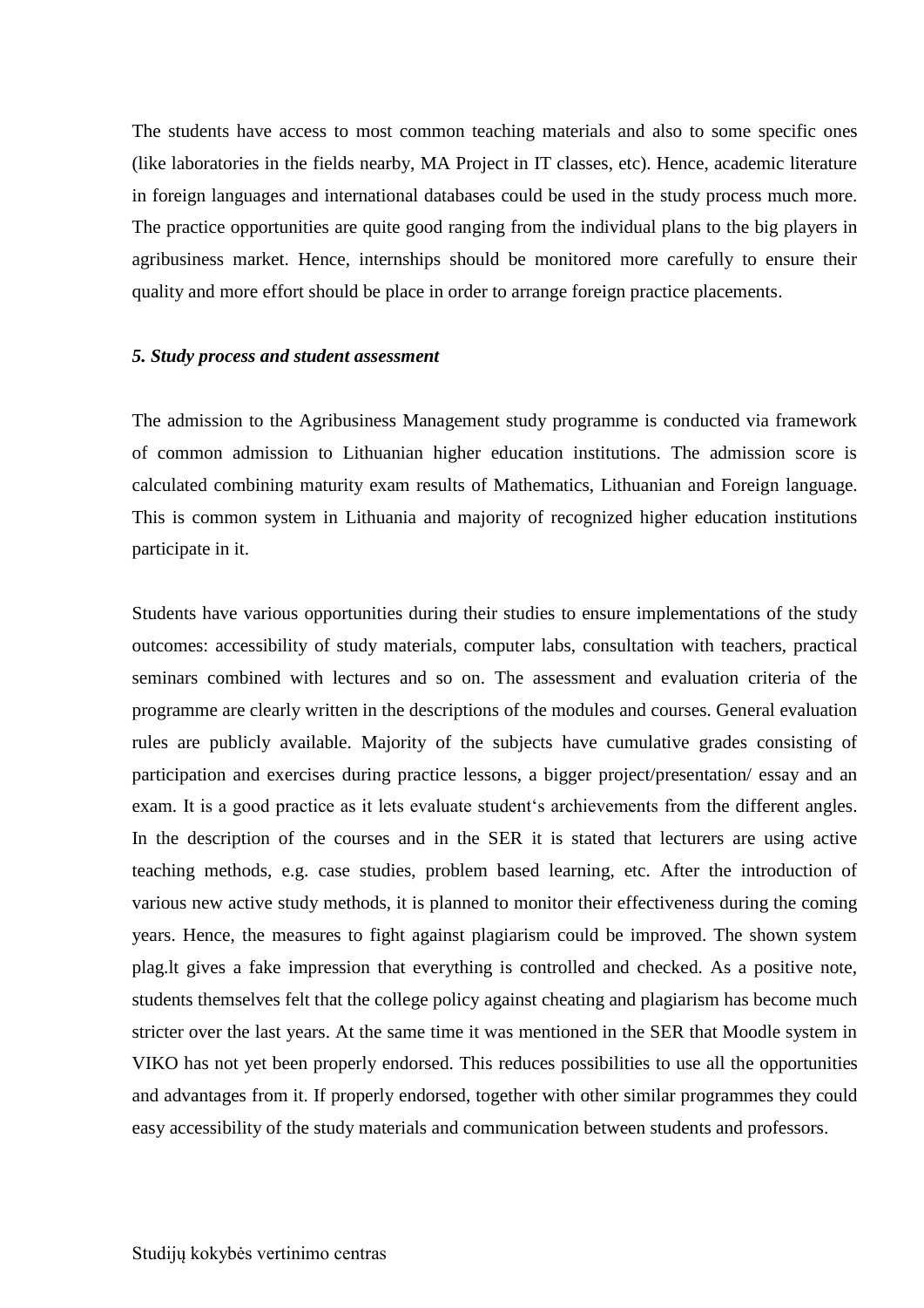The students have access to most common teaching materials and also to some specific ones (like laboratories in the fields nearby, MA Project in IT classes, etc). Hence, academic literature in foreign languages and international databases could be used in the study process much more. The practice opportunities are quite good ranging from the individual plans to the big players in agribusiness market. Hence, internships should be monitored more carefully to ensure their quality and more effort should be place in order to arrange foreign practice placements.

***5. Study process and student assessment***

The admission to the Agribusiness Management study programme is conducted via framework of common admission to Lithuanian higher education institutions. The admission score is calculated combining maturity exam results of Mathematics, Lithuanian and Foreign language. This is common system in Lithuania and majority of recognized higher education institutions participate in it.

Students have various opportunities during their studies to ensure implementations of the study outcomes: accessibility of study materials, computer labs, consultation with teachers, practical seminars combined with lectures and so on. The assessment and evaluation criteria of the programme are clearly written in the descriptions of the modules and courses. General evaluation rules are publicly available. Majority of the subjects have cumulative grades consisting of participation and exercises during practice lessons, a bigger project/presentation/ essay and an exam. It is a good practice as it lets evaluate student‘s archievements from the different angles. In the description of the courses and in the SER it is stated that lecturers are using active teaching methods, e.g. case studies, problem based learning, etc. After the introduction of various new active study methods, it is planned to monitor their effectiveness during the coming years. Hence, the measures to fight against plagiarism could be improved. The shown system plag.lt gives a fake impression that everything is controlled and checked. As a positive note, students themselves felt that the college policy against cheating and plagiarism has become much stricter over the last years. At the same time it was mentioned in the SER that Moodle system in VIKO has not yet been properly endorsed. This reduces possibilities to use all the opportunities and advantages from it. If properly endorsed, together with other similar programmes they could easy accessibility of the study materials and communication between students and professors.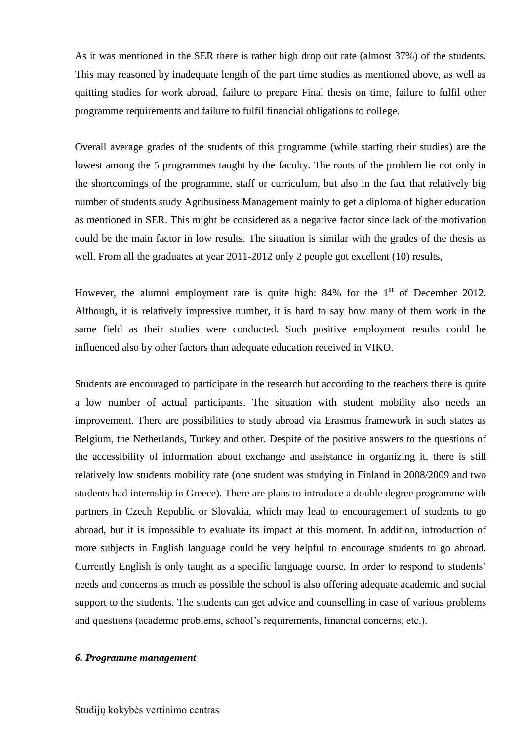As it was mentioned in the SER there is rather high drop out rate (almost 37%) of the students. This may reasoned by inadequate length of the part time studies as mentioned above, as well as quitting studies for work abroad, failure to prepare Final thesis on time, failure to fulfil other programme requirements and failure to fulfil financial obligations to college.

Overall average grades of the students of this programme (while starting their studies) are the lowest among the 5 programmes taught by the faculty. The roots of the problem lie not only in the shortcomings of the programme, staff or curriculum, but also in the fact that relatively big number of students study Agribusiness Management mainly to get a diploma of higher education as mentioned in SER. This might be considered as a negative factor since lack of the motivation could be the main factor in low results. The situation is similar with the grades of the thesis as well. From all the graduates at year 2011-2012 only 2 people got excellent (10) results,

However, the alumni employment rate is quite high: 84% for the 1st of December 2012. Although, it is relatively impressive number, it is hard to say how many of them work in the same field as their studies were conducted. Such positive employment results could be influenced also by other factors than adequate education received in VIKO.

Students are encouraged to participate in the research but according to the teachers there is quite a low number of actual participants. The situation with student mobility also needs an improvement. There are possibilities to study abroad via Erasmus framework in such states as Belgium, the Netherlands, Turkey and other. Despite of the positive answers to the questions of the accessibility of information about exchange and assistance in organizing it, there is still relatively low students mobility rate (one student was studying in Finland in 2008/2009 and two students had internship in Greece). There are plans to introduce a double degree programme with partners in Czech Republic or Slovakia, which may lead to encouragement of students to go abroad, but it is impossible to evaluate its impact at this moment. In addition, introduction of more subjects in English language could be very helpful to encourage students to go abroad. Currently English is only taught as a specific language course. In order to respond to students' needs and concerns as much as possible the school is also offering adequate academic and social support to the students. The students can get advice and counselling in case of various problems and questions (academic problems, school's requirements, financial concerns, etc.).

### *6. Programme management*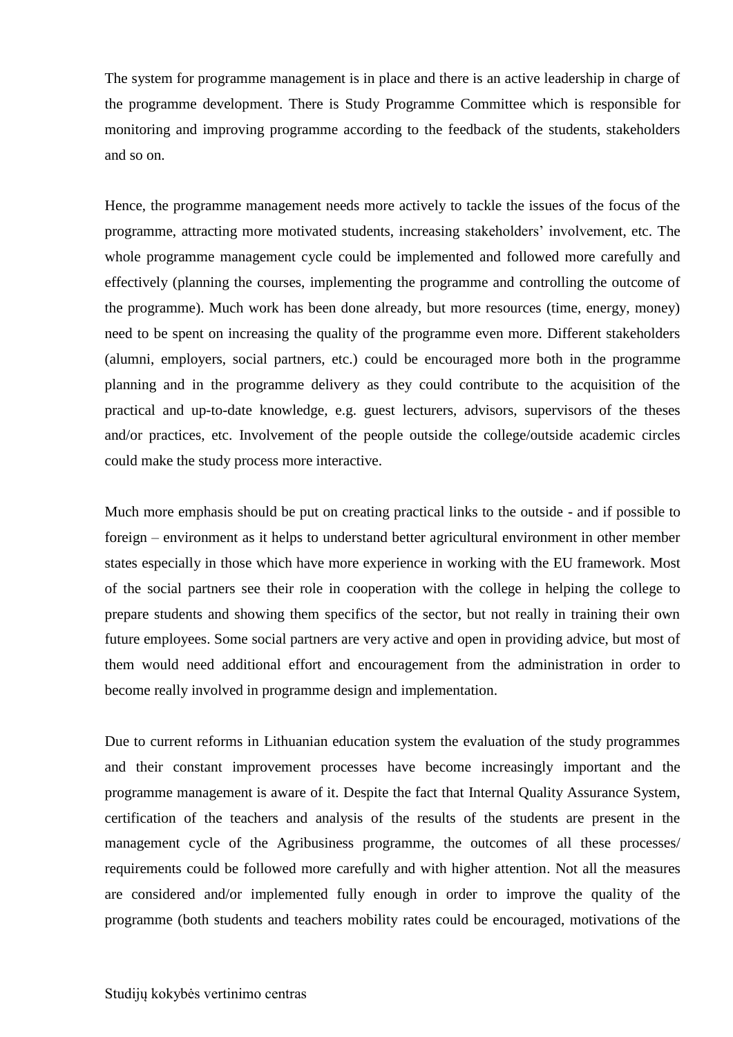The system for programme management is in place and there is an active leadership in charge of the programme development. There is Study Programme Committee which is responsible for monitoring and improving programme according to the feedback of the students, stakeholders and so on.

Hence, the programme management needs more actively to tackle the issues of the focus of the programme, attracting more motivated students, increasing stakeholders' involvement, etc. The whole programme management cycle could be implemented and followed more carefully and effectively (planning the courses, implementing the programme and controlling the outcome of the programme). Much work has been done already, but more resources (time, energy, money) need to be spent on increasing the quality of the programme even more. Different stakeholders (alumni, employers, social partners, etc.) could be encouraged more both in the programme planning and in the programme delivery as they could contribute to the acquisition of the practical and up-to-date knowledge, e.g. guest lecturers, advisors, supervisors of the theses and/or practices, etc. Involvement of the people outside the college/outside academic circles could make the study process more interactive.

Much more emphasis should be put on creating practical links to the outside - and if possible to foreign – environment as it helps to understand better agricultural environment in other member states especially in those which have more experience in working with the EU framework. Most of the social partners see their role in cooperation with the college in helping the college to prepare students and showing them specifics of the sector, but not really in training their own future employees. Some social partners are very active and open in providing advice, but most of them would need additional effort and encouragement from the administration in order to become really involved in programme design and implementation.

Due to current reforms in Lithuanian education system the evaluation of the study programmes and their constant improvement processes have become increasingly important and the programme management is aware of it. Despite the fact that Internal Quality Assurance System, certification of the teachers and analysis of the results of the students are present in the management cycle of the Agribusiness programme, the outcomes of all these processes/ requirements could be followed more carefully and with higher attention. Not all the measures are considered and/or implemented fully enough in order to improve the quality of the programme (both students and teachers mobility rates could be encouraged, motivations of the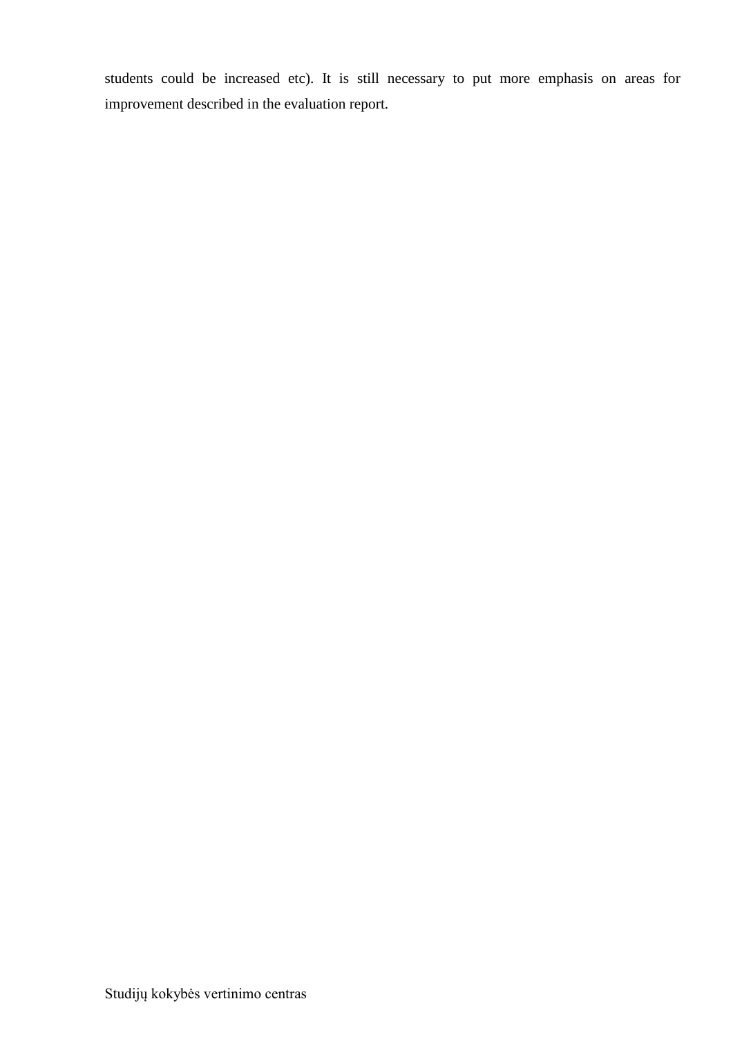students could be increased etc). It is still necessary to put more emphasis on areas for improvement described in the evaluation report.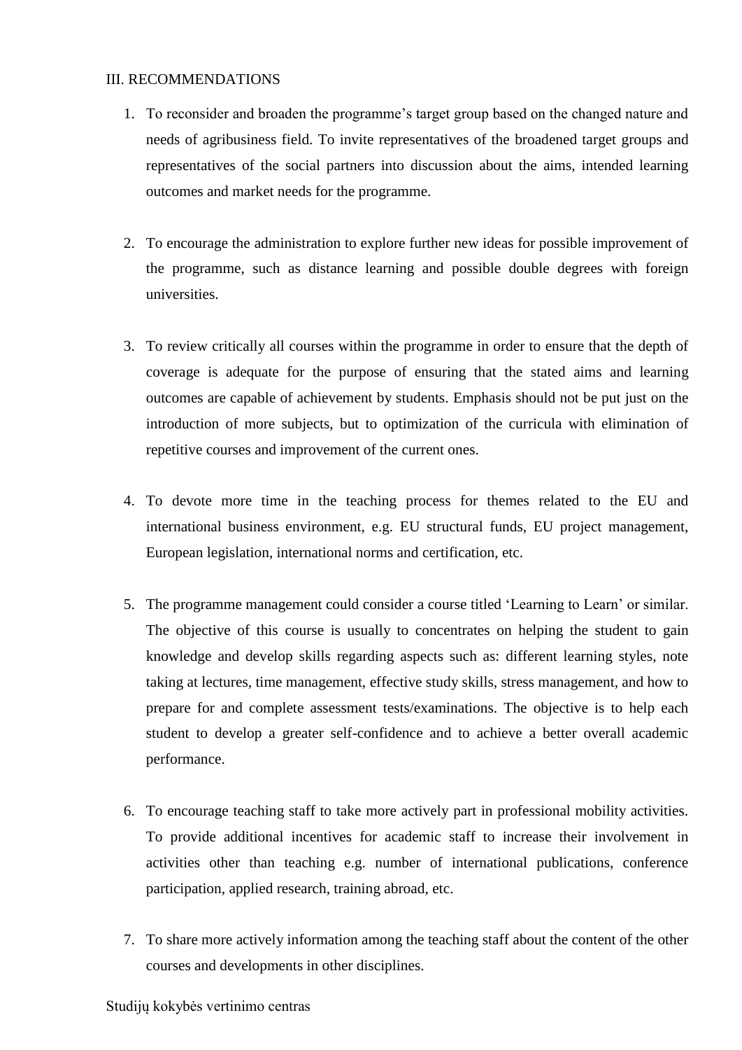## III. RECOMMENDATIONS

1. To reconsider and broaden the programme's target group based on the changed nature and needs of agribusiness field. To invite representatives of the broadened target groups and representatives of the social partners into discussion about the aims, intended learning outcomes and market needs for the programme.

2. To encourage the administration to explore further new ideas for possible improvement of the programme, such as distance learning and possible double degrees with foreign universities.

3. To review critically all courses within the programme in order to ensure that the depth of coverage is adequate for the purpose of ensuring that the stated aims and learning outcomes are capable of achievement by students. Emphasis should not be put just on the introduction of more subjects, but to optimization of the curricula with elimination of repetitive courses and improvement of the current ones.

4. To devote more time in the teaching process for themes related to the EU and international business environment, e.g. EU structural funds, EU project management, European legislation, international norms and certification, etc.

5. The programme management could consider a course titled 'Learning to Learn' or similar. The objective of this course is usually to concentrates on helping the student to gain knowledge and develop skills regarding aspects such as: different learning styles, note taking at lectures, time management, effective study skills, stress management, and how to prepare for and complete assessment tests/examinations. The objective is to help each student to develop a greater self-confidence and to achieve a better overall academic performance.

6. To encourage teaching staff to take more actively part in professional mobility activities. To provide additional incentives for academic staff to increase their involvement in activities other than teaching e.g. number of international publications, conference participation, applied research, training abroad, etc.

7. To share more actively information among the teaching staff about the content of the other courses and developments in other disciplines.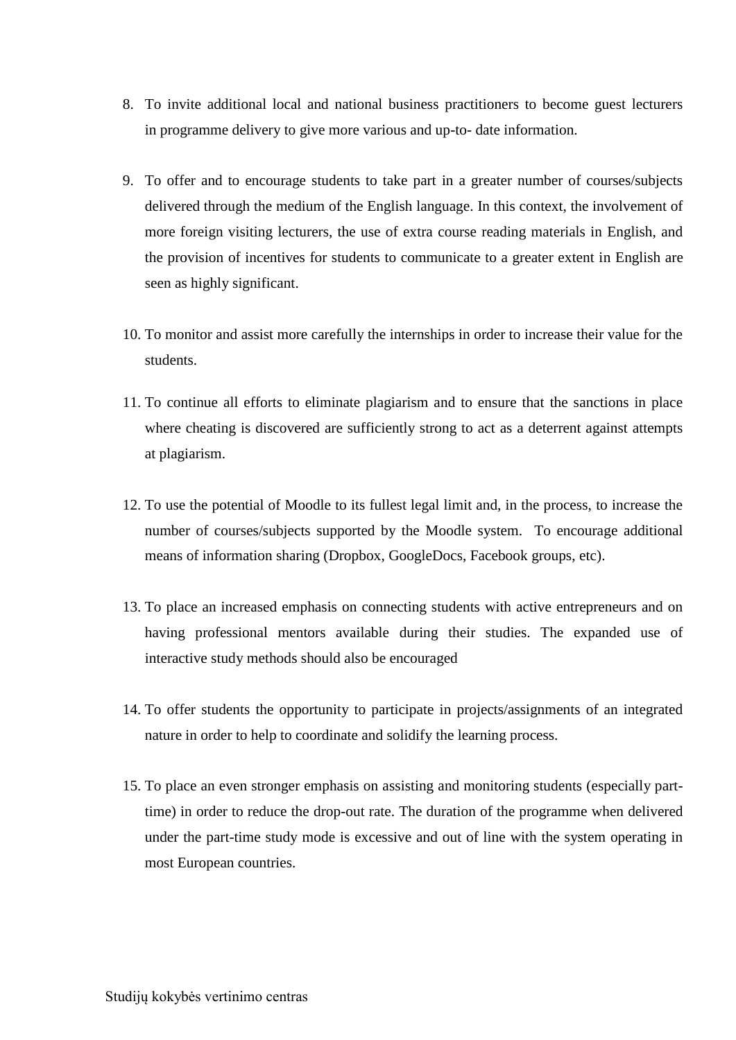8. To invite additional local and national business practitioners to become guest lecturers in programme delivery to give more various and up-to- date information.

9. To offer and to encourage students to take part in a greater number of courses/subjects delivered through the medium of the English language. In this context, the involvement of more foreign visiting lecturers, the use of extra course reading materials in English, and the provision of incentives for students to communicate to a greater extent in English are seen as highly significant.

10. To monitor and assist more carefully the internships in order to increase their value for the students.

11. To continue all efforts to eliminate plagiarism and to ensure that the sanctions in place where cheating is discovered are sufficiently strong to act as a deterrent against attempts at plagiarism.

12. To use the potential of Moodle to its fullest legal limit and, in the process, to increase the number of courses/subjects supported by the Moodle system. To encourage additional means of information sharing (Dropbox, GoogleDocs, Facebook groups, etc).

13. To place an increased emphasis on connecting students with active entrepreneurs and on having professional mentors available during their studies. The expanded use of interactive study methods should also be encouraged

14. To offer students the opportunity to participate in projects/assignments of an integrated nature in order to help to coordinate and solidify the learning process.

15. To place an even stronger emphasis on assisting and monitoring students (especially part-time) in order to reduce the drop-out rate. The duration of the programme when delivered under the part-time study mode is excessive and out of line with the system operating in most European countries.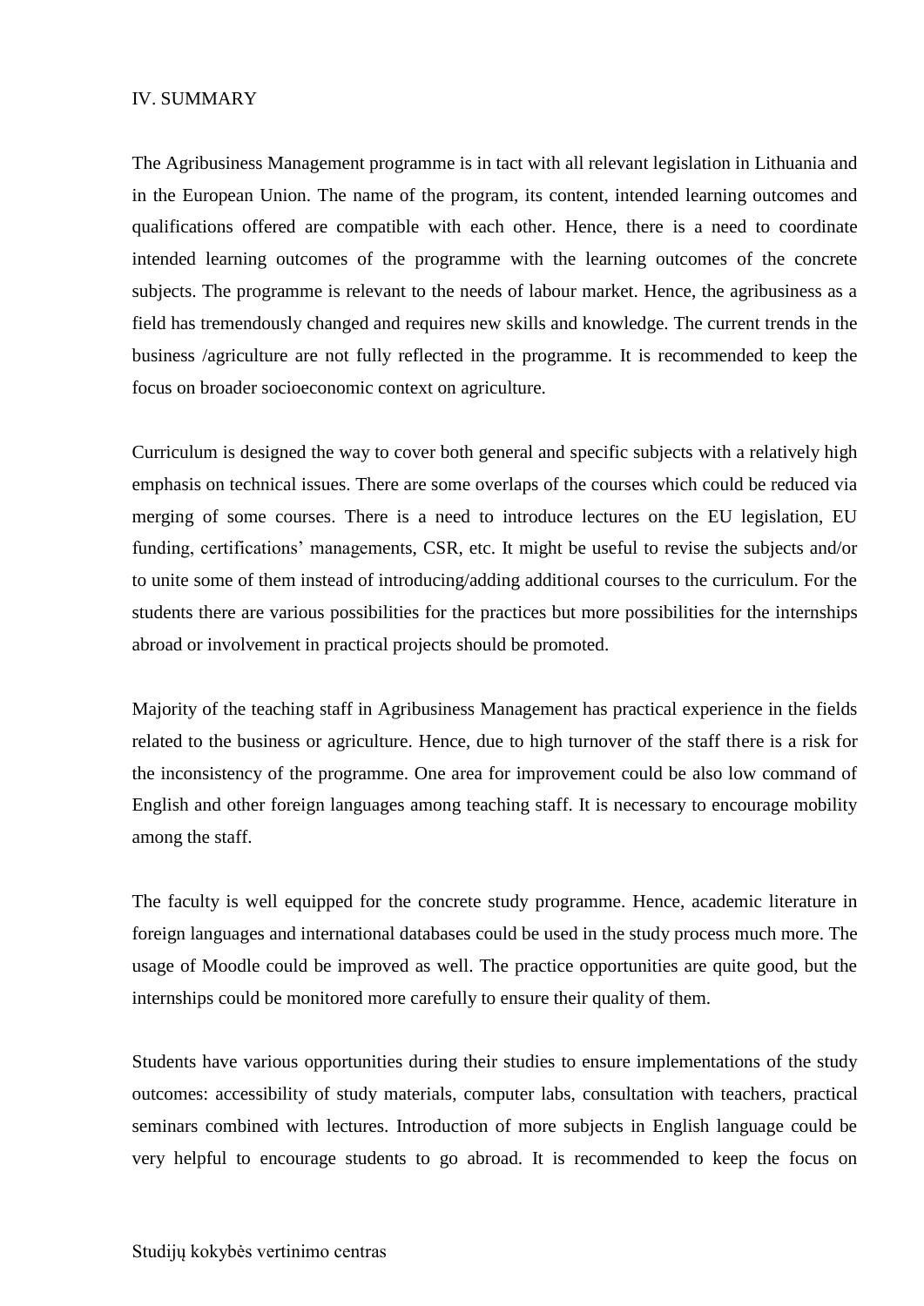## IV. SUMMARY

The Agribusiness Management programme is in tact with all relevant legislation in Lithuania and in the European Union. The name of the program, its content, intended learning outcomes and qualifications offered are compatible with each other. Hence, there is a need to coordinate intended learning outcomes of the programme with the learning outcomes of the concrete subjects. The programme is relevant to the needs of labour market. Hence, the agribusiness as a field has tremendously changed and requires new skills and knowledge. The current trends in the business /agriculture are not fully reflected in the programme. It is recommended to keep the focus on broader socioeconomic context on agriculture.

Curriculum is designed the way to cover both general and specific subjects with a relatively high emphasis on technical issues. There are some overlaps of the courses which could be reduced via merging of some courses. There is a need to introduce lectures on the EU legislation, EU funding, certifications' managements, CSR, etc. It might be useful to revise the subjects and/or to unite some of them instead of introducing/adding additional courses to the curriculum. For the students there are various possibilities for the practices but more possibilities for the internships abroad or involvement in practical projects should be promoted.

Majority of the teaching staff in Agribusiness Management has practical experience in the fields related to the business or agriculture. Hence, due to high turnover of the staff there is a risk for the inconsistency of the programme. One area for improvement could be also low command of English and other foreign languages among teaching staff. It is necessary to encourage mobility among the staff.

The faculty is well equipped for the concrete study programme. Hence, academic literature in foreign languages and international databases could be used in the study process much more. The usage of Moodle could be improved as well. The practice opportunities are quite good, but the internships could be monitored more carefully to ensure their quality of them.

Students have various opportunities during their studies to ensure implementations of the study outcomes: accessibility of study materials, computer labs, consultation with teachers, practical seminars combined with lectures. Introduction of more subjects in English language could be very helpful to encourage students to go abroad. It is recommended to keep the focus on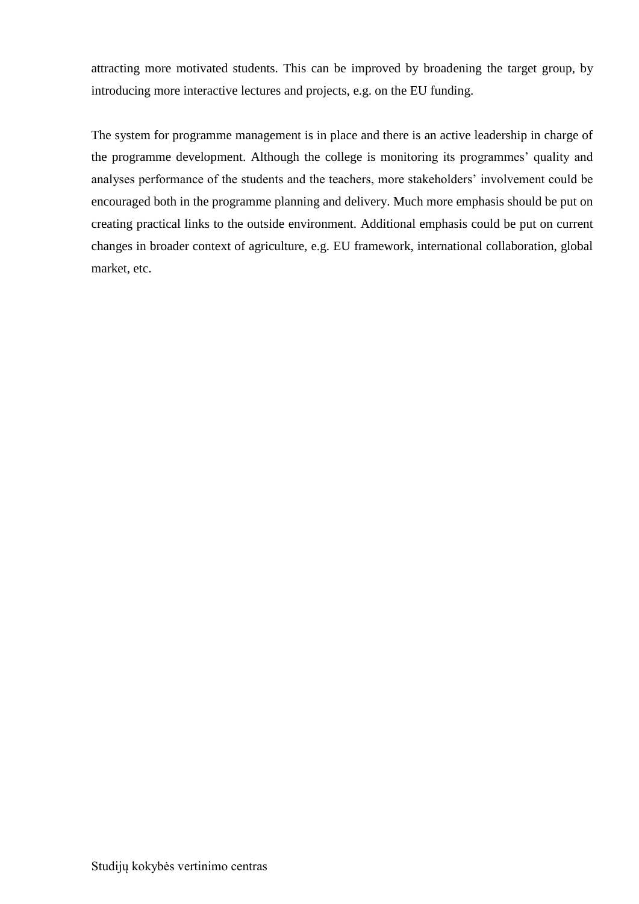attracting more motivated students. This can be improved by broadening the target group, by introducing more interactive lectures and projects, e.g. on the EU funding.

The system for programme management is in place and there is an active leadership in charge of the programme development. Although the college is monitoring its programmes' quality and analyses performance of the students and the teachers, more stakeholders' involvement could be encouraged both in the programme planning and delivery. Much more emphasis should be put on creating practical links to the outside environment. Additional emphasis could be put on current changes in broader context of agriculture, e.g. EU framework, international collaboration, global market, etc.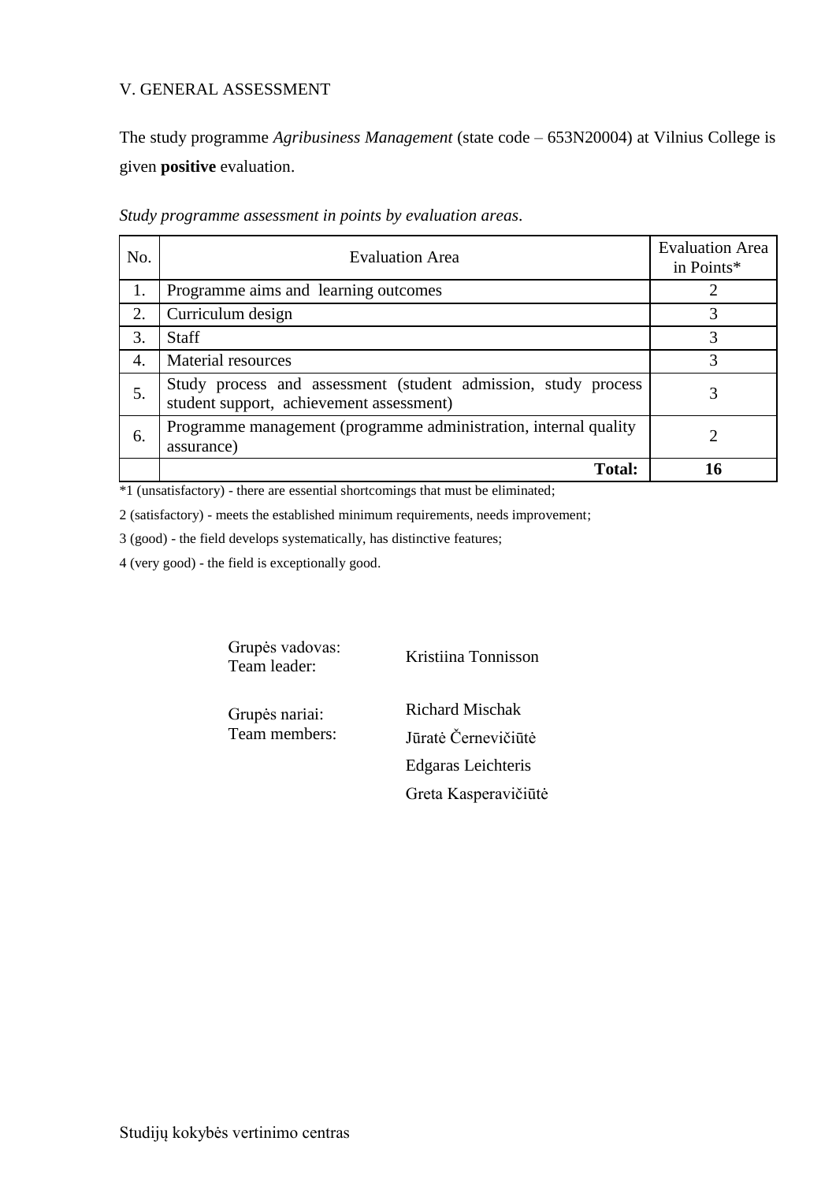## V. GENERAL ASSESSMENT

The study programme *Agribusiness Management* (state code – 653N20004) at Vilnius College is given **positive** evaluation.

*Study programme assessment in points by evaluation areas.*

| No. | Evaluation Area | Evaluation Area in Points* |
|---|---|---|
| 1. | Programme aims and learning outcomes | 2 |
| 2. | Curriculum design | 3 |
| 3. | Staff | 3 |
| 4. | Material resources | 3 |
| 5. | Study process and assessment (student admission, study process student support, achievement assessment) | 3 |
| 6. | Programme management (programme administration, internal quality assurance) | 2 |
| | **Total:** | **16** |

*1 (unsatisfactory) - there are essential shortcomings that must be eliminated;

2 (satisfactory) - meets the established minimum requirements, needs improvement;

3 (good) - the field develops systematically, has distinctive features;

4 (very good) - the field is exceptionally good.

| | |
|---|---|
| Grupės vadovas:<br>Team leader: | Kristiina Tonnisson |
| Grupės nariai:<br>Team members: | Richard Mischak<br>Jūratė Černevičiūtė<br>Edgaras Leichteris<br>Greta Kasperavičiūtė |

Studijų kokybės vertinimo centras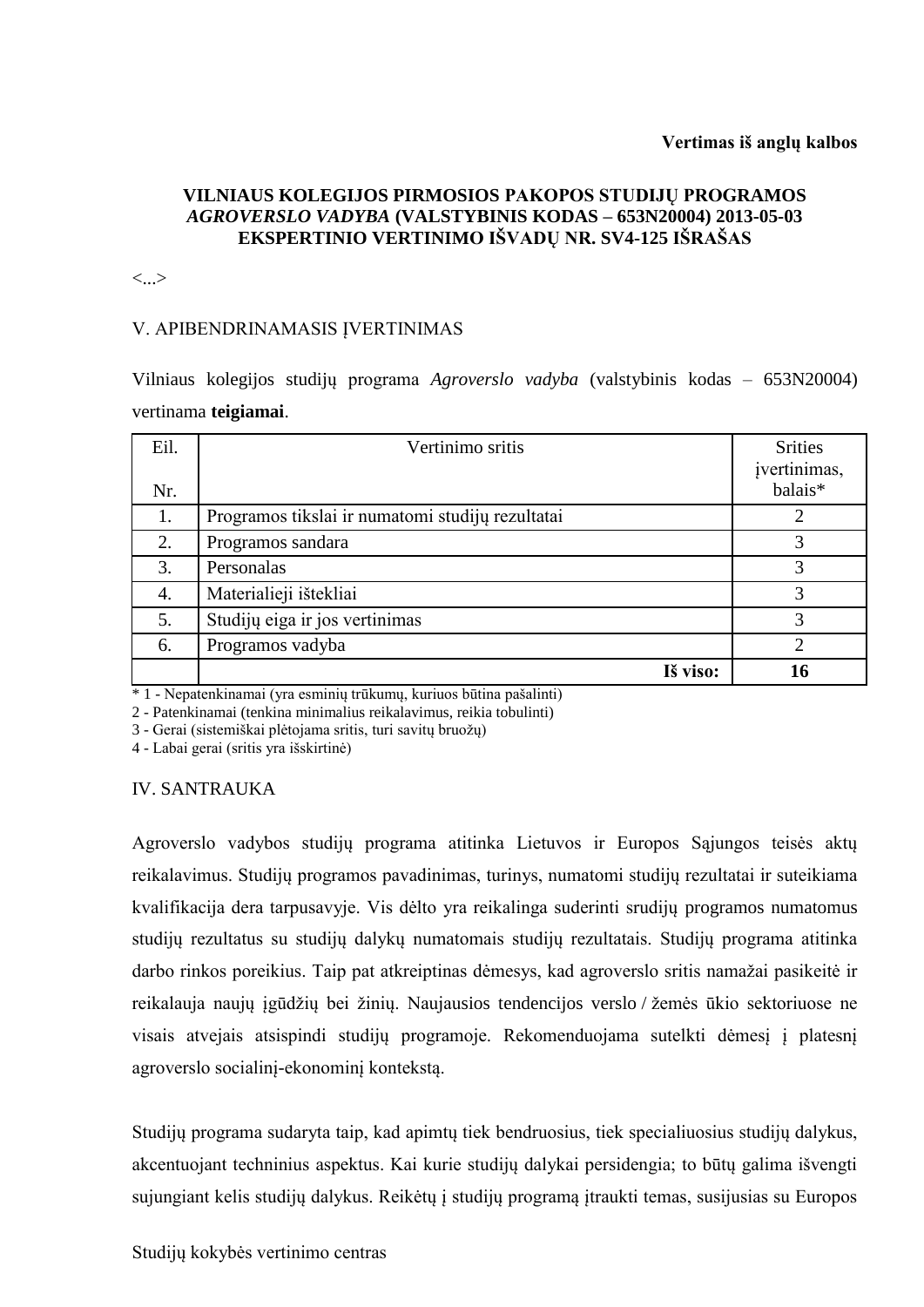**Vertimas iš anglų kalbos**

**VILNIAUS KOLEGIJOS PIRMOSIOS PAKOPOS STUDIJŲ PROGRAMOS *AGROVERSLO VADYBA* (VALSTYBINIS KODAS – 653N20004) 2013-05-03 EKSPERTINIO VERTINIMO IŠVADŲ NR. SV4-125 IŠRAŠAS**

<...>

V. APIBENDRINAMASIS ĮVERTINIMAS

Vilniaus kolegijos studijų programa *Agroverslo vadyba* (valstybinis kodas – 653N20004) vertinama **teigiamai**.

| Eil. Nr. | Vertinimo sritis | Srities įvertinimas, balais* |
|---|---|---|
| 1. | Programos tikslai ir numatomi studijų rezultatai | 2 |
| 2. | Programos sandara | 3 |
| 3. | Personalas | 3 |
| 4. | Materialieji ištekliai | 3 |
| 5. | Studijų eiga ir jos vertinimas | 3 |
| 6. | Programos vadyba | 2 |
| | **Iš viso:** | **16** |

\* 1 - Nepatenkinamai (yra esminių trūkumų, kuriuos būtina pašalinti)
2 - Patenkinamai (tenkina minimalius reikalavimus, reikia tobulinti)
3 - Gerai (sistemiškai plėtojama sritis, turi savitų bruožų)
4 - Labai gerai (sritis yra išskirtinė)

IV. SANTRAUKA

Agroverslo vadybos studijų programa atitinka Lietuvos ir Europos Sąjungos teisės aktų reikalavimus. Studijų programos pavadinimas, turinys, numatomi studijų rezultatai ir suteikiama kvalifikacija dera tarpusavyje. Vis dėlto yra reikalinga suderinti srudijų programos numatomus studijų rezultatus su studijų dalykų numatomais studijų rezultatais. Studijų programa atitinka darbo rinkos poreikius. Taip pat atkreiptinas dėmesys, kad agroverslo sritis namažai pasikeitė ir reikalauja naujų įgūdžių bei žinių. Naujausios tendencijos verslo / žemės ūkio sektoriuose ne visais atvejais atsispindi studijų programoje. Rekomenduojama sutelkti dėmesį į platesnį agroverslo socialinį-ekonominį kontekstą.

Studijų programa sudaryta taip, kad apimtų tiek bendruosius, tiek specialiuosius studijų dalykus, akcentuojant techninius aspektus. Kai kurie studijų dalykai persidengia; to būtų galima išvengti sujungiant kelis studijų dalykus. Reikėtų į studijų programą įtraukti temas, susijusias su Europos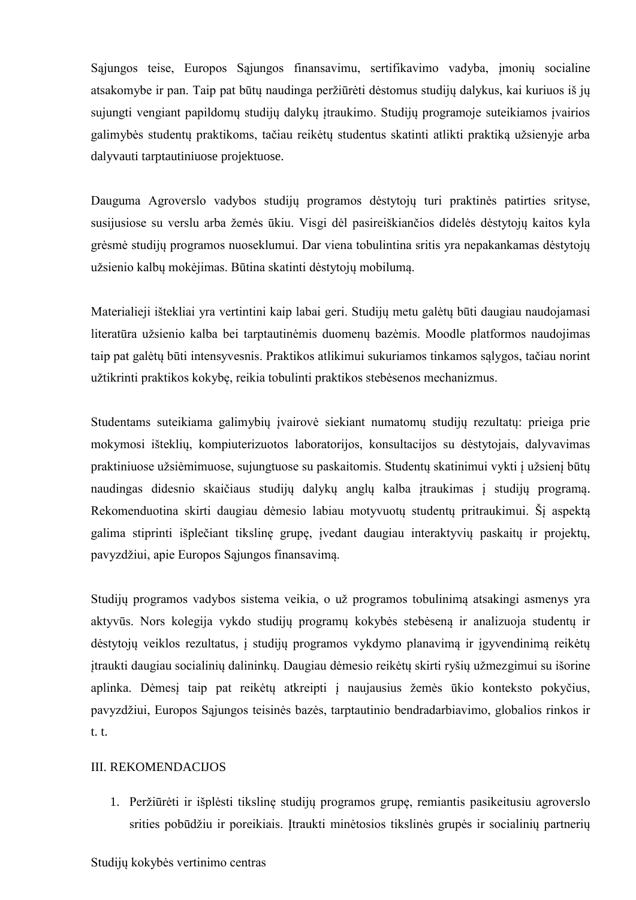Sąjungos teise, Europos Sąjungos finansavimu, sertifikavimo vadyba, įmonių socialine atsakomybe ir pan. Taip pat būtų naudinga peržiūrėti dėstomus studijų dalykus, kai kuriuos iš jų sujungti vengiant papildomų studijų dalykų įtraukimo. Studijų programoje suteikiamos įvairios galimybės studentų praktikoms, tačiau reikėtų studentus skatinti atlikti praktiką užsienyje arba dalyvauti tarptautiniuose projektuose.

Dauguma Agroverslo vadybos studijų programos dėstytojų turi praktinės patirties srityse, susijusiose su verslu arba žemės ūkiu. Visgi dėl pasireiškiančios didelės dėstytojų kaitos kyla grėsmė studijų programos nuoseklumui. Dar viena tobulintina sritis yra nepakankamas dėstytojų užsienio kalbų mokėjimas. Būtina skatinti dėstytojų mobilumą.

Materialieji ištekliai yra vertintini kaip labai geri. Studijų metu galėtų būti daugiau naudojamasi literatūra užsienio kalba bei tarptautinėmis duomenų bazėmis. Moodle platformos naudojimas taip pat galėtų būti intensyvesnis. Praktikos atlikimui sukuriamos tinkamos sąlygos, tačiau norint užtikrinti praktikos kokybę, reikia tobulinti praktikos stebėsenos mechanizmus.

Studentams suteikiama galimybių įvairovė siekiant numatomų studijų rezultatų: prieiga prie mokymosi išteklių, kompiuterizuotos laboratorijos, konsultacijos su dėstytojais, dalyvavimas praktiniuose užsiėmimuose, sujungtuose su paskaitomis. Studentų skatinimui vykti į užsienį būtų naudingas didesnio skaičiaus studijų dalykų anglų kalba įtraukimas į studijų programą. Rekomenduotina skirti daugiau dėmesio labiau motyvuotų studentų pritraukimui. Šį aspektą galima stiprinti išplečiant tikslinę grupę, įvedant daugiau interaktyvių paskaitų ir projektų, pavyzdžiui, apie Europos Sąjungos finansavimą.

Studijų programos vadybos sistema veikia, o už programos tobulinimą atsakingi asmenys yra aktyvūs. Nors kolegija vykdo studijų programų kokybės stebėseną ir analizuoja studentų ir dėstytojų veiklos rezultatus, į studijų programos vykdymo planavimą ir įgyvendinimą reikėtų įtraukti daugiau socialinių dalininkų. Daugiau dėmesio reikėtų skirti ryšių užmezgimui su išorine aplinka. Dėmesį taip pat reikėtų atkreipti į naujausius žemės ūkio konteksto pokyčius, pavyzdžiui, Europos Sąjungos teisinės bazės, tarptautinio bendradarbiavimo, globalios rinkos ir t. t.

III. REKOMENDACIJOS

1. Peržiūrėti ir išplėsti tikslinę studijų programos grupę, remiantis pasikeitusiu agroverslo srities pobūdžiu ir poreikiais. Įtraukti minėtosios tikslinės grupės ir socialinių partnerių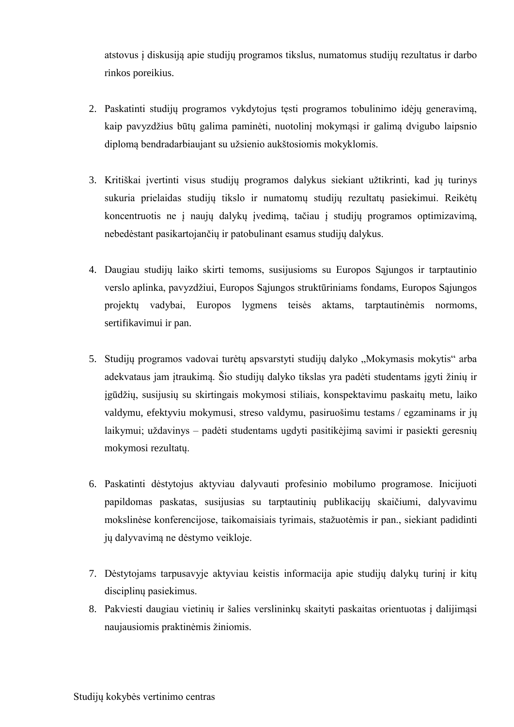atstovus į diskusiją apie studijų programos tikslus, numatomus studijų rezultatus ir darbo rinkos poreikius.

2. Paskatinti studijų programos vykdytojus tęsti programos tobulinimo idėjų generavimą, kaip pavyzdžius būtų galima paminėti, nuotolinį mokymąsi ir galimą dvigubo laipsnio diplomą bendradarbiaujant su užsienio aukštosiomis mokyklomis.

3. Kritiškai įvertinti visus studijų programos dalykus siekiant užtikrinti, kad jų turinys sukuria prielaidas studijų tikslo ir numatomų studijų rezultatų pasiekimui. Reikėtų koncentruotis ne į naujų dalykų įvedimą, tačiau į studijų programos optimizavimą, nebedėstant pasikartojančių ir patobulinant esamus studijų dalykus.

4. Daugiau studijų laiko skirti temoms, susijusioms su Europos Sąjungos ir tarptautinio verslo aplinka, pavyzdžiui, Europos Sąjungos struktūriniams fondams, Europos Sąjungos projektų vadybai, Europos lygmens teisės aktams, tarptautinėmis normoms, sertifikavimui ir pan.

5. Studijų programos vadovai turėtų apsvarstyti studijų dalyko „Mokymasis mokytis“ arba adekvataus jam įtraukimą. Šio studijų dalyko tikslas yra padėti studentams įgyti žinių ir įgūdžių, susijusių su skirtingais mokymosi stiliais, konspektavimu paskaitų metu, laiko valdymu, efektyviu mokymusi, streso valdymu, pasiruošimu testams / egzaminams ir jų laikymui; uždavinys – padėti studentams ugdyti pasitikėjimą savimi ir pasiekti geresnių mokymosi rezultatų.

6. Paskatinti dėstytojus aktyviau dalyvauti profesinio mobilumo programose. Inicijuoti papildomas paskatas, susijusias su tarptautinių publikacijų skaičiumi, dalyvavimu mokslinėse konferencijose, taikomaisiais tyrimais, stažuotėmis ir pan., siekiant padidinti jų dalyvavimą ne dėstymo veikloje.

7. Dėstytojams tarpusavyje aktyviau keistis informacija apie studijų dalykų turinį ir kitų disciplinų pasiekimus.

8. Pakviesti daugiau vietinių ir šalies verslininkų skaityti paskaitas orientuotas į dalijimąsi naujausiomis praktinėmis žiniomis.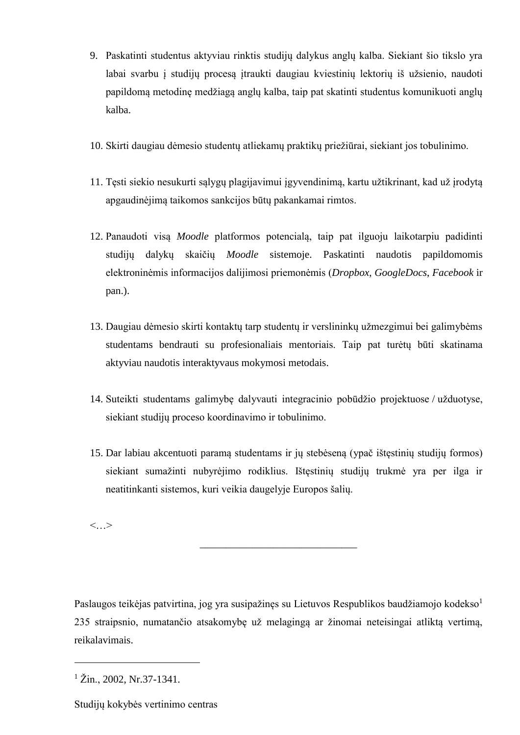9. Paskatinti studentus aktyviau rinktis studijų dalykus anglų kalba. Siekiant šio tikslo yra labai svarbu į studijų procesą įtraukti daugiau kviestinių lektorių iš užsienio, naudoti papildomą metodinę medžiagą anglų kalba, taip pat skatinti studentus komunikuoti anglų kalba.

10. Skirti daugiau dėmesio studentų atliekamų praktikų priežiūrai, siekiant jos tobulinimo.

11. Tęsti siekio nesukurti sąlygų plagijavimui įgyvendinimą, kartu užtikrinant, kad už įrodytą apgaudinėjimą taikomos sankcijos būtų pakankamai rimtos.

12. Panaudoti visą *Moodle* platformos potencialą, taip pat ilguoju laikotarpiu padidinti studijų dalykų skaičių *Moodle* sistemoje. Paskatinti naudotis papildomomis elektroninėmis informacijos dalijimosi priemonėmis (*Dropbox*, *GoogleDocs*, *Facebook* ir pan.).

13. Daugiau dėmesio skirti kontaktų tarp studentų ir verslininkų užmezgimui bei galimybėms studentams bendrauti su profesionaliais mentoriais. Taip pat turėtų būti skatinama aktyviau naudotis interaktyvaus mokymosi metodais.

14. Suteikti studentams galimybę dalyvauti integracinio pobūdžio projektuose / užduotyse, siekiant studijų proceso koordinavimo ir tobulinimo.

15. Dar labiau akcentuoti paramą studentams ir jų stebėseną (ypač ištęstinių studijų formos) siekiant sumažinti nubyrėjimo rodiklius. Ištęstinių studijų trukmė yra per ilga ir neatitinkanti sistemos, kuri veikia daugelyje Europos šalių.

<…>

______________________________

Paslaugos teikėjas patvirtina, jog yra susipažinęs su Lietuvos Respublikos baudžiamojo kodekso[1] 235 straipsnio, numatančio atsakomybę už melagingą ar žinomai neteisingai atliktą vertimą, reikalavimais.

---

[1] Žin., 2002, Nr.37-1341.

Studijų kokybės vertinimo centras